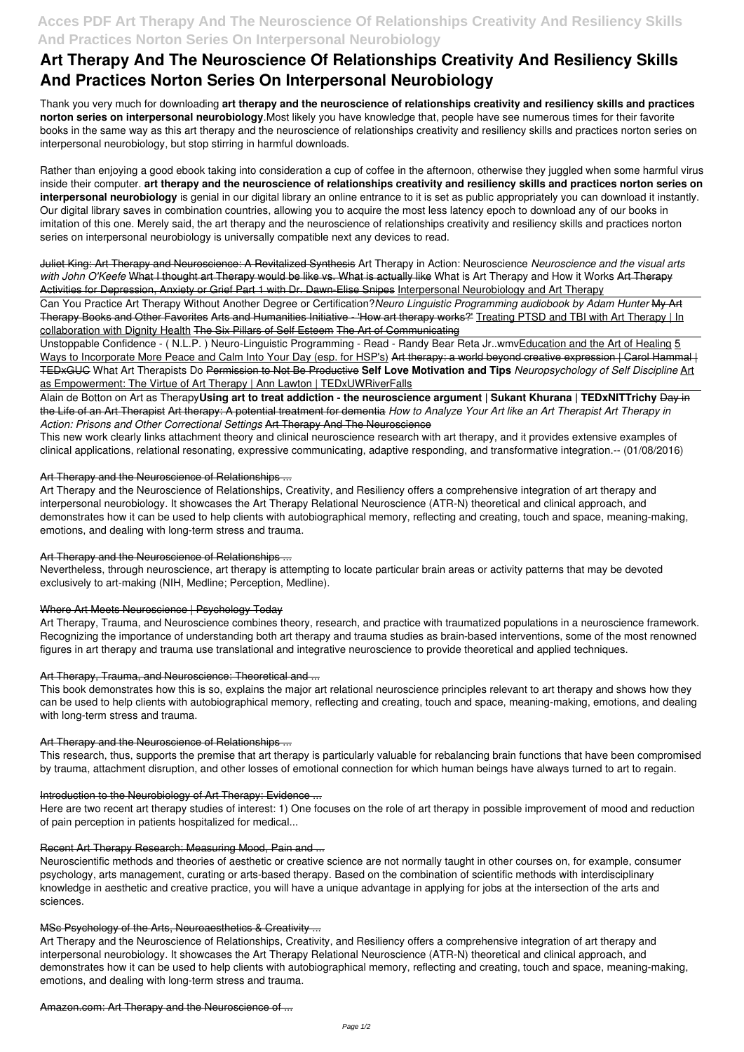# Art Therapy And The Neuroscience Of Relationships Creativity And Resiliency Skills And Practices Norton Series On Interpersonal Neurobiology

Thank you very much for downloading **art therapy and the neuroscience of relationships creativity and resiliency skills and practices norton series on interpersonal neurobiology**.Most likely you have knowledge that, people have see numerous times for their favorite books in the same way as this art therapy and the neuroscience of relationships creativity and resiliency skills and practices norton series on interpersonal neurobiology, but stop stirring in harmful downloads.

Rather than enjoying a good ebook taking into consideration a cup of coffee in the afternoon, otherwise they juggled when some harmful virus inside their computer. **art therapy and the neuroscience of relationships creativity and resiliency skills and practices norton series on interpersonal neurobiology** is genial in our digital library an online entrance to it is set as public appropriately you can download it instantly. Our digital library saves in combination countries, allowing you to acquire the most less latency epoch to download any of our books in imitation of this one. Merely said, the art therapy and the neuroscience of relationships creativity and resiliency skills and practices norton series on interpersonal neurobiology is universally compatible next any devices to read.

~~Juliet King: Art Therapy and Neuroscience: A Revitalized Synthesis~~ Art Therapy in Action: Neuroscience *Neuroscience and the visual arts with John O'Keefe* ~~What I thought art Therapy would be like vs. What is actually like~~ What is Art Therapy and How it Works ~~Art Therapy Activities for Depression, Anxiety or Grief Part 1 with Dr. Dawn-Elise Snipes~~ Interpersonal Neurobiology and Art Therapy

Can You Practice Art Therapy Without Another Degree or Certification?*Neuro Linguistic Programming audiobook by Adam Hunter* ~~My Art Therapy Books and Other Favorites~~ ~~Arts and Humanities Initiative - 'How art therapy works?'~~ Treating PTSD and TBI with Art Therapy | In collaboration with Dignity Health ~~The Six Pillars of Self Esteem~~ ~~The Art of Communicating~~

Unstoppable Confidence - ( N.L.P. ) Neuro-Linguistic Programming - Read - Randy Bear Reta Jr..wmvEducation and the Art of Healing 5 Ways to Incorporate More Peace and Calm Into Your Day (esp. for HSP's) ~~Art therapy: a world beyond creative expression | Carol Hammal | TEDxGUC~~ What Art Therapists Do ~~Permission to Not Be Productive~~ **Self Love Motivation and Tips** *Neuropsychology of Self Discipline* Art as Empowerment: The Virtue of Art Therapy | Ann Lawton | TEDxUWRiverFalls

Alain de Botton on Art as Therapy**Using art to treat addiction - the neuroscience argument | Sukant Khurana | TEDxNITTrichy** ~~Day in the Life of an Art Therapist~~ ~~Art therapy: A potential treatment for dementia~~ *How to Analyze Your Art like an Art Therapist Art Therapy in Action: Prisons and Other Correctional Settings* ~~Art Therapy And The Neuroscience~~

This new work clearly links attachment theory and clinical neuroscience research with art therapy, and it provides extensive examples of clinical applications, relational resonating, expressive communicating, adaptive responding, and transformative integration.-- (01/08/2016)

## Art Therapy and the Neuroscience of Relationships ...

Art Therapy and the Neuroscience of Relationships, Creativity, and Resiliency offers a comprehensive integration of art therapy and interpersonal neurobiology. It showcases the Art Therapy Relational Neuroscience (ATR-N) theoretical and clinical approach, and demonstrates how it can be used to help clients with autobiographical memory, reflecting and creating, touch and space, meaning-making, emotions, and dealing with long-term stress and trauma.

## Art Therapy and the Neuroscience of Relationships ...

Nevertheless, through neuroscience, art therapy is attempting to locate particular brain areas or activity patterns that may be devoted exclusively to art-making (NIH, Medline; Perception, Medline).

## Where Art Meets Neuroscience | Psychology Today

Art Therapy, Trauma, and Neuroscience combines theory, research, and practice with traumatized populations in a neuroscience framework. Recognizing the importance of understanding both art therapy and trauma studies as brain-based interventions, some of the most renowned figures in art therapy and trauma use translational and integrative neuroscience to provide theoretical and applied techniques.

## Art Therapy, Trauma, and Neuroscience: Theoretical and ...

This book demonstrates how this is so, explains the major art relational neuroscience principles relevant to art therapy and shows how they can be used to help clients with autobiographical memory, reflecting and creating, touch and space, meaning-making, emotions, and dealing with long-term stress and trauma.

## Art Therapy and the Neuroscience of Relationships ...

This research, thus, supports the premise that art therapy is particularly valuable for rebalancing brain functions that have been compromised by trauma, attachment disruption, and other losses of emotional connection for which human beings have always turned to art to regain.

## Introduction to the Neurobiology of Art Therapy: Evidence ...

Here are two recent art therapy studies of interest: 1) One focuses on the role of art therapy in possible improvement of mood and reduction of pain perception in patients hospitalized for medical...

## Recent Art Therapy Research: Measuring Mood, Pain and ...

Neuroscientific methods and theories of aesthetic or creative science are not normally taught in other courses on, for example, consumer psychology, arts management, curating or arts-based therapy. Based on the combination of scientific methods with interdisciplinary knowledge in aesthetic and creative practice, you will have a unique advantage in applying for jobs at the intersection of the arts and sciences.

## MSc Psychology of the Arts, Neuroaesthetics & Creativity ...

Art Therapy and the Neuroscience of Relationships, Creativity, and Resiliency offers a comprehensive integration of art therapy and interpersonal neurobiology. It showcases the Art Therapy Relational Neuroscience (ATR-N) theoretical and clinical approach, and demonstrates how it can be used to help clients with autobiographical memory, reflecting and creating, touch and space, meaning-making, emotions, and dealing with long-term stress and trauma.

## Amazon.com: Art Therapy and the Neuroscience of ...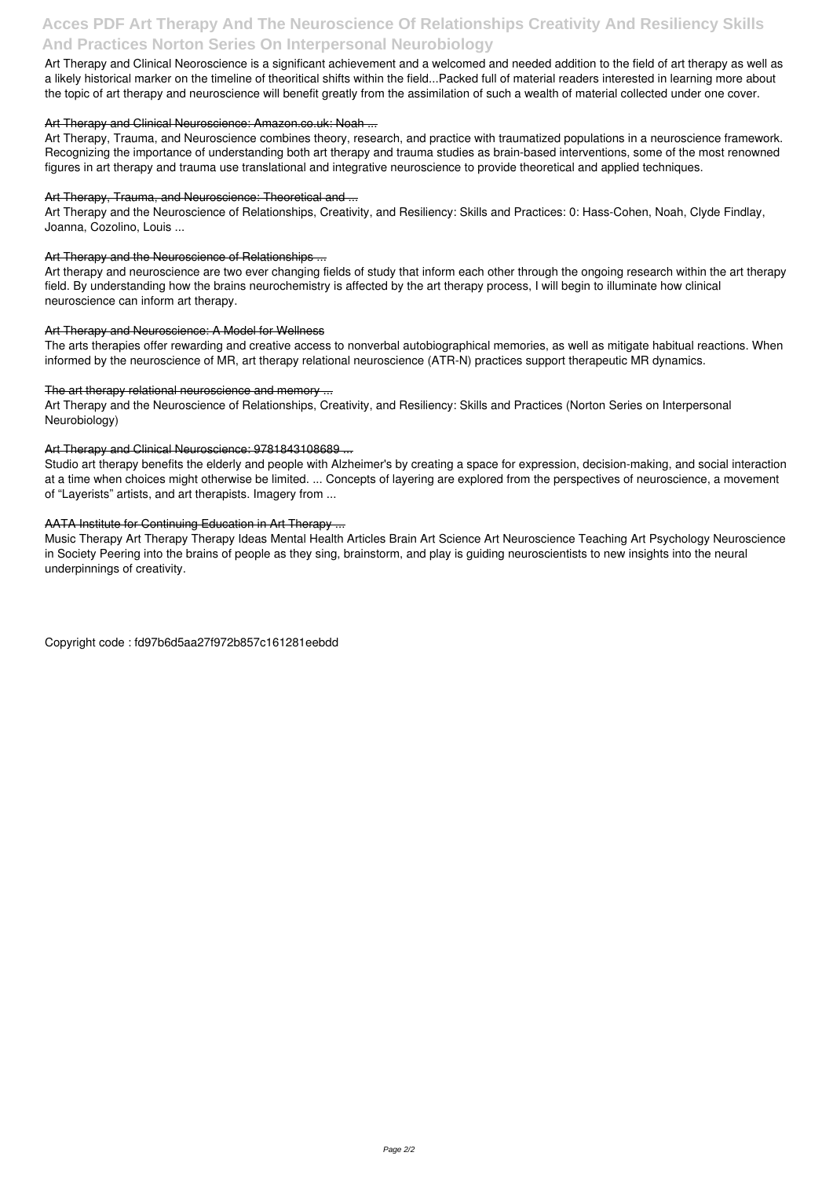Art Therapy and Clinical Neoroscience is a significant achievement and a welcomed and needed addition to the field of art therapy as well as a likely historical marker on the timeline of theoritical shifts within the field...Packed full of material readers interested in learning more about the topic of art therapy and neuroscience will benefit greatly from the assimilation of such a wealth of material collected under one cover.

Art Therapy and Clinical Neuroscience: Amazon.co.uk: Noah ...

Art Therapy, Trauma, and Neuroscience combines theory, research, and practice with traumatized populations in a neuroscience framework. Recognizing the importance of understanding both art therapy and trauma studies as brain-based interventions, some of the most renowned figures in art therapy and trauma use translational and integrative neuroscience to provide theoretical and applied techniques.

Art Therapy, Trauma, and Neuroscience: Theoretical and ...

Art Therapy and the Neuroscience of Relationships, Creativity, and Resiliency: Skills and Practices: 0: Hass-Cohen, Noah, Clyde Findlay, Joanna, Cozolino, Louis ...

Art Therapy and the Neuroscience of Relationships ...

Art therapy and neuroscience are two ever changing fields of study that inform each other through the ongoing research within the art therapy field. By understanding how the brains neurochemistry is affected by the art therapy process, I will begin to illuminate how clinical neuroscience can inform art therapy.

Art Therapy and Neuroscience: A Model for Wellness

The arts therapies offer rewarding and creative access to nonverbal autobiographical memories, as well as mitigate habitual reactions. When informed by the neuroscience of MR, art therapy relational neuroscience (ATR-N) practices support therapeutic MR dynamics.

The art therapy relational neuroscience and memory ...

Art Therapy and the Neuroscience of Relationships, Creativity, and Resiliency: Skills and Practices (Norton Series on Interpersonal Neurobiology)

Art Therapy and Clinical Neuroscience: 9781843108689 ...

Studio art therapy benefits the elderly and people with Alzheimer's by creating a space for expression, decision-making, and social interaction at a time when choices might otherwise be limited. ... Concepts of layering are explored from the perspectives of neuroscience, a movement of “Layerists” artists, and art therapists. Imagery from ...

AATA Institute for Continuing Education in Art Therapy ...

Music Therapy Art Therapy Therapy Ideas Mental Health Articles Brain Art Science Art Neuroscience Teaching Art Psychology Neuroscience in Society Peering into the brains of people as they sing, brainstorm, and play is guiding neuroscientists to new insights into the neural underpinnings of creativity.

Copyright code : fd97b6d5aa27f972b857c161281eebdd